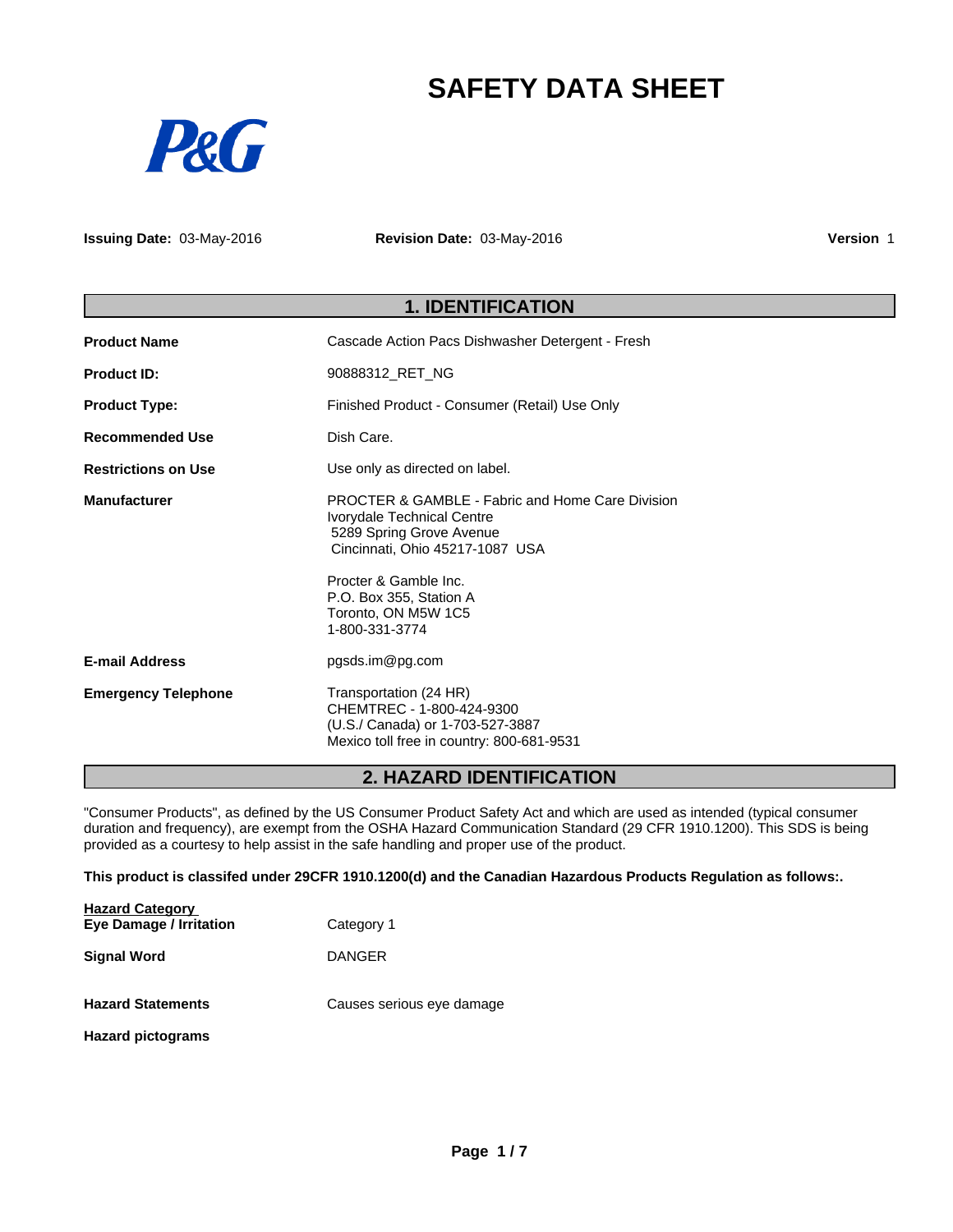# SAFETY DATA SHEET

**Issuing Date:** 03-May-2016 **Revision Date:** 03-May-2016 **Version** 1

## 1. IDENTIFICATION

**Product Name** Cascade Action Pacs Dishwasher Detergent - Fresh

**Product ID:** 90888312_RET_NG

**Product Type:** Finished Product - Consumer (Retail) Use Only

**Recommended Use** Dish Care.

**Restrictions on Use** Use only as directed on label.

**Manufacturer**

PROCTER & GAMBLE - Fabric and Home Care Division
Ivorydale Technical Centre
5289 Spring Grove Avenue
Cincinnati, Ohio 45217-1087 USA

Procter & Gamble Inc.
P.O. Box 355, Station A
Toronto, ON M5W 1C5
1-800-331-3774

**E-mail Address** pgsds.im@pg.com

**Emergency Telephone**

Transportation (24 HR)
CHEMTREC - 1-800-424-9300
(U.S./ Canada) or 1-703-527-3887
Mexico toll free in country: 800-681-9531

## 2. HAZARD IDENTIFICATION

"Consumer Products", as defined by the US Consumer Product Safety Act and which are used as intended (typical consumer duration and frequency), are exempt from the OSHA Hazard Communication Standard (29 CFR 1910.1200). This SDS is being provided as a courtesy to help assist in the safe handling and proper use of the product.

**This product is classifed under 29CFR 1910.1200(d) and the Canadian Hazardous Products Regulation as follows:.**

**Hazard Category**
**Eye Damage / Irritation** Category 1

**Signal Word** DANGER

**Hazard Statements** Causes serious eye damage

**Hazard pictograms**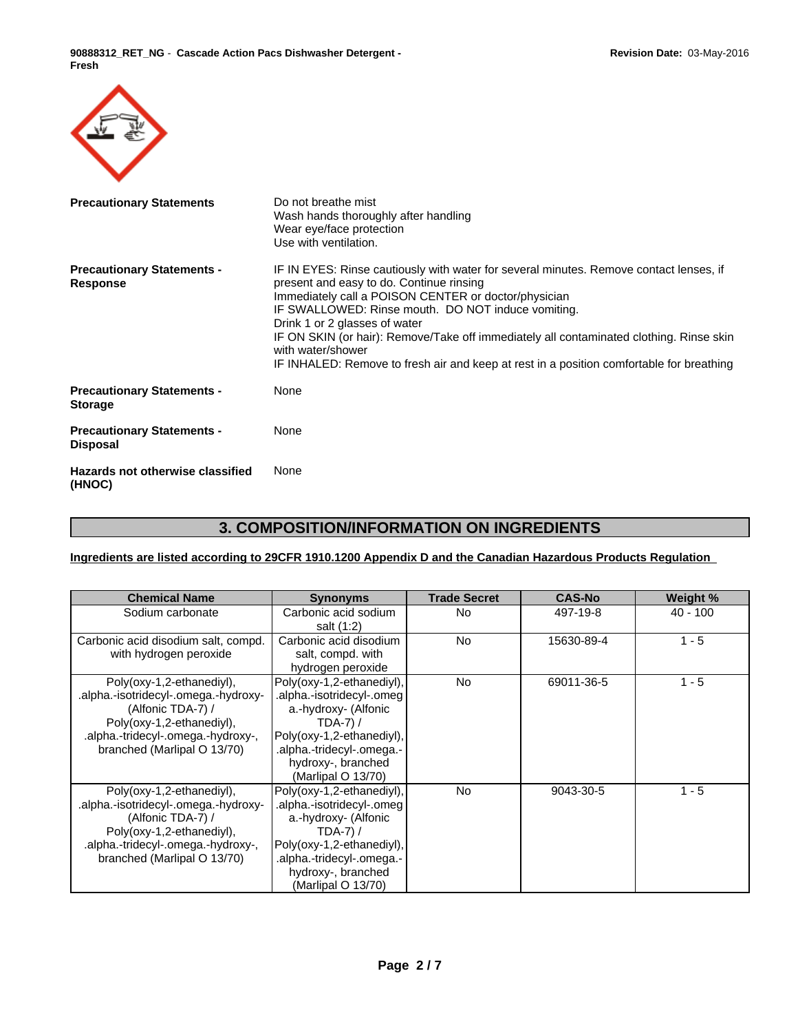| | |
|---|---|
| **Precautionary Statements** | Do not breathe mist<br>Wash hands thoroughly after handling<br>Wear eye/face protection<br>Use with ventilation. |
| **Precautionary Statements - Response** | IF IN EYES: Rinse cautiously with water for several minutes. Remove contact lenses, if present and easy to do. Continue rinsing<br>Immediately call a POISON CENTER or doctor/physician<br>IF SWALLOWED: Rinse mouth. DO NOT induce vomiting.<br>Drink 1 or 2 glasses of water<br>IF ON SKIN (or hair): Remove/Take off immediately all contaminated clothing. Rinse skin with water/shower<br>IF INHALED: Remove to fresh air and keep at rest in a position comfortable for breathing |
| **Precautionary Statements - Storage** | None |
| **Precautionary Statements - Disposal** | None |
| **Hazards not otherwise classified (HNOC)** | None |

## 3. COMPOSITION/INFORMATION ON INGREDIENTS

**Ingredients are listed according to 29CFR 1910.1200 Appendix D and the Canadian Hazardous Products Regulation**

| Chemical Name | Synonyms | Trade Secret | CAS-No | Weight % |
|---|---|---|---|---|
| Sodium carbonate | Carbonic acid sodium salt (1:2) | No | 497-19-8 | 40 - 100 |
| Carbonic acid disodium salt, compd. with hydrogen peroxide | Carbonic acid disodium salt, compd. with hydrogen peroxide | No | 15630-89-4 | 1 - 5 |
| Poly(oxy-1,2-ethanediyl), .alpha.-isotridecyl-.omega.-hydroxy- (Alfonic TDA-7) / Poly(oxy-1,2-ethanediyl), .alpha.-tridecyl-.omega.-hydroxy-, branched (Marlipal O 13/70) | Poly(oxy-1,2-ethanediyl), .alpha.-isotridecyl-.omega.-hydroxy- (Alfonic TDA-7) / Poly(oxy-1,2-ethanediyl), .alpha.-tridecyl-.omega.-hydroxy-, branched (Marlipal O 13/70) | No | 69011-36-5 | 1 - 5 |
| Poly(oxy-1,2-ethanediyl), .alpha.-isotridecyl-.omega.-hydroxy- (Alfonic TDA-7) / Poly(oxy-1,2-ethanediyl), .alpha.-tridecyl-.omega.-hydroxy-, branched (Marlipal O 13/70) | Poly(oxy-1,2-ethanediyl), .alpha.-isotridecyl-.omega.-hydroxy- (Alfonic TDA-7) / Poly(oxy-1,2-ethanediyl), .alpha.-tridecyl-.omega.-hydroxy-, branched (Marlipal O 13/70) | No | 9043-30-5 | 1 - 5 |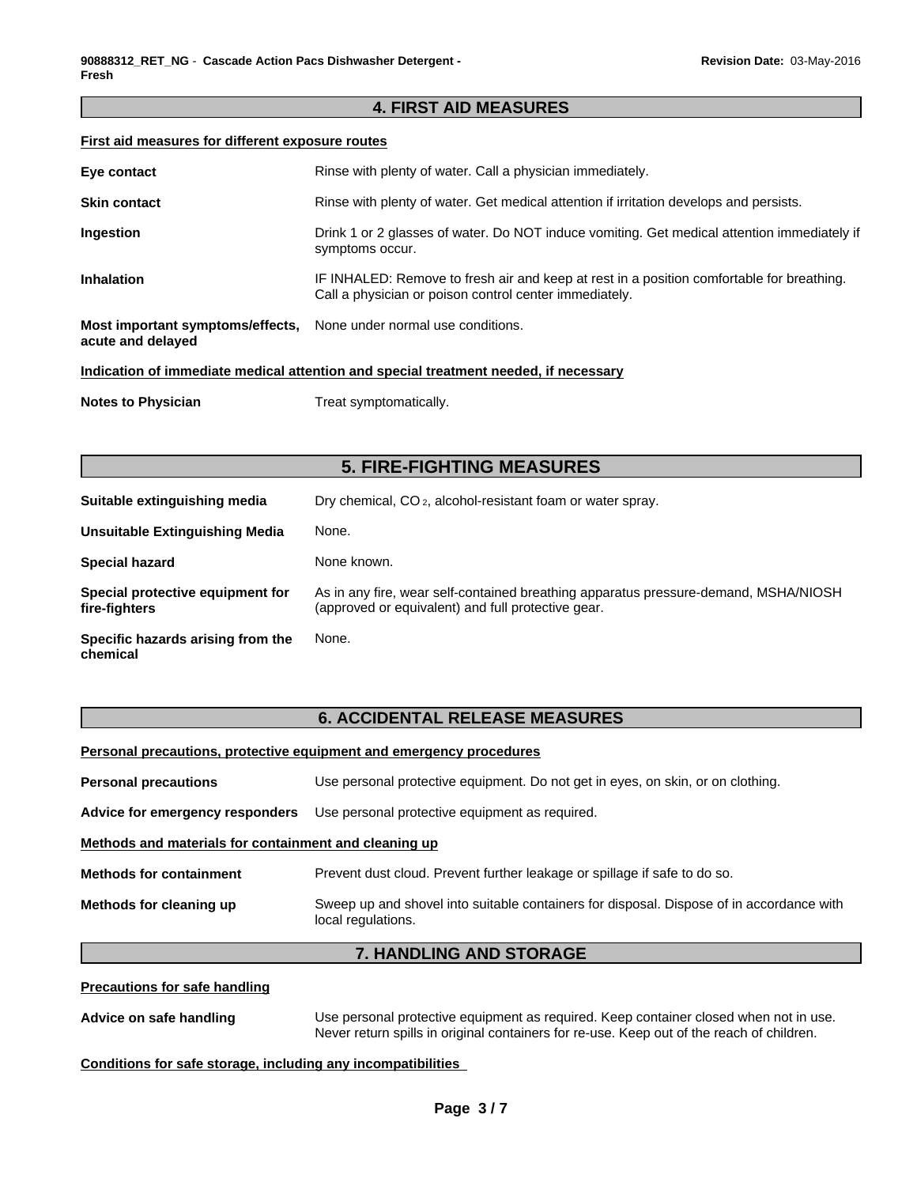## 4. FIRST AID MEASURES

**First aid measures for different exposure routes**

| | |
|---|---|
| **Eye contact** | Rinse with plenty of water. Call a physician immediately. |
| **Skin contact** | Rinse with plenty of water. Get medical attention if irritation develops and persists. |
| **Ingestion** | Drink 1 or 2 glasses of water. Do NOT induce vomiting. Get medical attention immediately if symptoms occur. |
| **Inhalation** | IF INHALED: Remove to fresh air and keep at rest in a position comfortable for breathing. Call a physician or poison control center immediately. |
| **Most important symptoms/effects, acute and delayed** | None under normal use conditions. |

**Indication of immediate medical attention and special treatment needed, if necessary**

| | |
|---|---|
| **Notes to Physician** | Treat symptomatically. |

## 5. FIRE-FIGHTING MEASURES

| | |
|---|---|
| **Suitable extinguishing media** | Dry chemical, $CO_2$, alcohol-resistant foam or water spray. |
| **Unsuitable Extinguishing Media** | None. |
| **Special hazard** | None known. |
| **Special protective equipment for fire-fighters** | As in any fire, wear self-contained breathing apparatus pressure-demand, MSHA/NIOSH (approved or equivalent) and full protective gear. |
| **Specific hazards arising from the chemical** | None. |

## 6. ACCIDENTAL RELEASE MEASURES

**Personal precautions, protective equipment and emergency procedures**

| | |
|---|---|
| **Personal precautions** | Use personal protective equipment. Do not get in eyes, on skin, or on clothing. |
| **Advice for emergency responders** | Use personal protective equipment as required. |

**Methods and materials for containment and cleaning up**

| | |
|---|---|
| **Methods for containment** | Prevent dust cloud. Prevent further leakage or spillage if safe to do so. |
| **Methods for cleaning up** | Sweep up and shovel into suitable containers for disposal. Dispose of in accordance with local regulations. |

## 7. HANDLING AND STORAGE

**Precautions for safe handling**

| | |
|---|---|
| **Advice on safe handling** | Use personal protective equipment as required. Keep container closed when not in use. Never return spills in original containers for re-use. Keep out of the reach of children. |

**Conditions for safe storage, including any incompatibilities**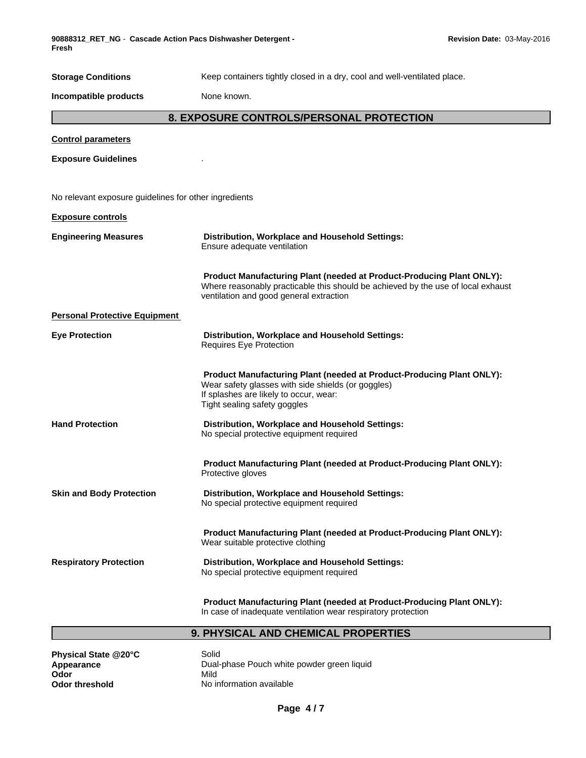**Storage Conditions** Keep containers tightly closed in a dry, cool and well-ventilated place.

**Incompatible products** None known.

## 8. EXPOSURE CONTROLS/PERSONAL PROTECTION

**Control parameters**

**Exposure Guidelines** .

No relevant exposure guidelines for other ingredients

**Exposure controls**

**Engineering Measures**

**Distribution, Workplace and Household Settings:**
Ensure adequate ventilation

**Product Manufacturing Plant (needed at Product-Producing Plant ONLY):**
Where reasonably practicable this should be achieved by the use of local exhaust ventilation and good general extraction

**Personal Protective Equipment**

**Eye Protection**

**Distribution, Workplace and Household Settings:**
Requires Eye Protection

**Product Manufacturing Plant (needed at Product-Producing Plant ONLY):**
Wear safety glasses with side shields (or goggles)
If splashes are likely to occur, wear:
Tight sealing safety goggles

**Hand Protection**

**Distribution, Workplace and Household Settings:**
No special protective equipment required

**Product Manufacturing Plant (needed at Product-Producing Plant ONLY):**
Protective gloves

**Skin and Body Protection**

**Distribution, Workplace and Household Settings:**
No special protective equipment required

**Product Manufacturing Plant (needed at Product-Producing Plant ONLY):**
Wear suitable protective clothing

**Respiratory Protection**

**Distribution, Workplace and Household Settings:**
No special protective equipment required

**Product Manufacturing Plant (needed at Product-Producing Plant ONLY):**
In case of inadequate ventilation wear respiratory protection

## 9. PHYSICAL AND CHEMICAL PROPERTIES

**Physical State @20°C** Solid
**Appearance** Dual-phase Pouch white powder green liquid
**Odor** Mild
**Odor threshold** No information available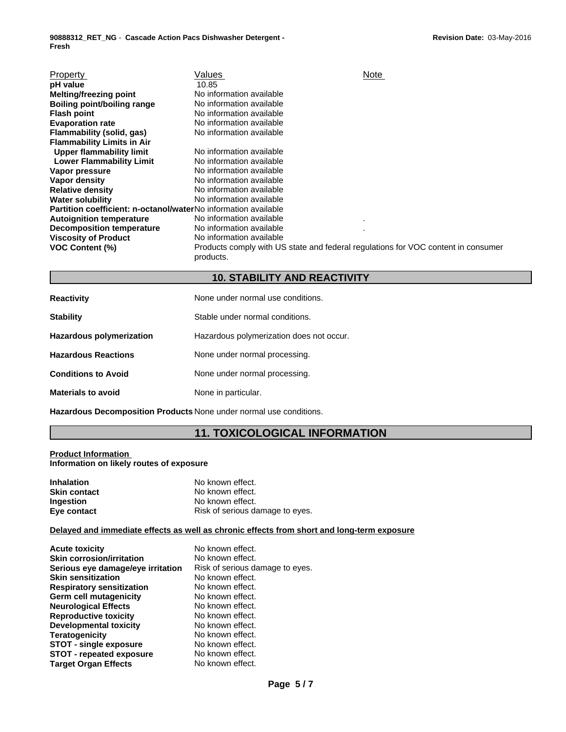| Property | Values | Note |
|---|---|---|
| **pH value** | 10.85 | |
| **Melting/freezing point** | No information available | |
| **Boiling point/boiling range** | No information available | |
| **Flash point** | No information available | |
| **Evaporation rate** | No information available | |
| **Flammability (solid, gas)** | No information available | |
| **Flammability Limits in Air** | | |
| **Upper flammability limit** | No information available | |
| **Lower Flammability Limit** | No information available | |
| **Vapor pressure** | No information available | |
| **Vapor density** | No information available | |
| **Relative density** | No information available | |
| **Water solubility** | No information available | |
| **Partition coefficient: n-octanol/water** | No information available | |
| **Autoignition temperature** | No information available | . |
| **Decomposition temperature** | No information available | . |
| **Viscosity of Product** | No information available | |
| **VOC Content (%)** | Products comply with US state and federal regulations for VOC content in consumer products. | |

## 10. STABILITY AND REACTIVITY

**Reactivity** None under normal use conditions.

**Stability** Stable under normal conditions.

**Hazardous polymerization** Hazardous polymerization does not occur.

**Hazardous Reactions** None under normal processing.

**Conditions to Avoid** None under normal processing.

**Materials to avoid** None in particular.

**Hazardous Decomposition Products** None under normal use conditions.

## 11. TOXICOLOGICAL INFORMATION

**Product Information**

**Information on likely routes of exposure**

| | |
|---|---|
| **Inhalation** | No known effect. |
| **Skin contact** | No known effect. |
| **Ingestion** | No known effect. |
| **Eye contact** | Risk of serious damage to eyes. |

**Delayed and immediate effects as well as chronic effects from short and long-term exposure**

| | |
|---|---|
| **Acute toxicity** | No known effect. |
| **Skin corrosion/irritation** | No known effect. |
| **Serious eye damage/eye irritation** | Risk of serious damage to eyes. |
| **Skin sensitization** | No known effect. |
| **Respiratory sensitization** | No known effect. |
| **Germ cell mutagenicity** | No known effect. |
| **Neurological Effects** | No known effect. |
| **Reproductive toxicity** | No known effect. |
| **Developmental toxicity** | No known effect. |
| **Teratogenicity** | No known effect. |
| **STOT - single exposure** | No known effect. |
| **STOT - repeated exposure** | No known effect. |
| **Target Organ Effects** | No known effect. |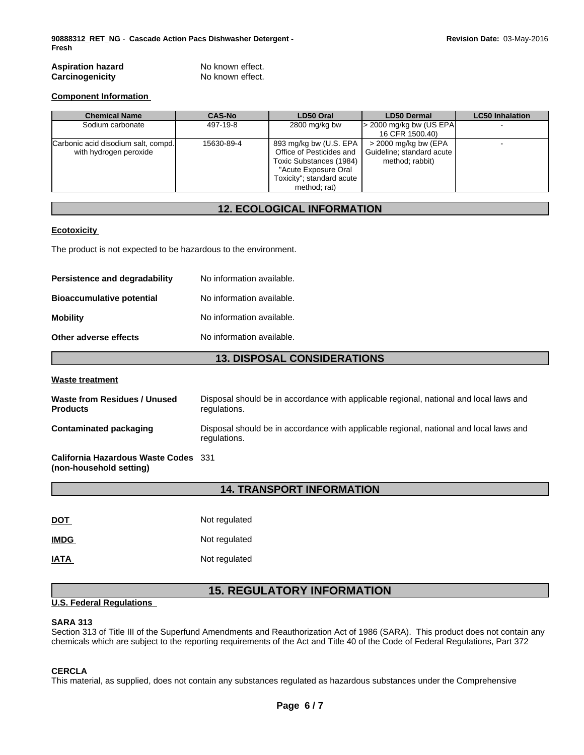**Aspiration hazard** No known effect.
**Carcinogenicity** No known effect.

**Component Information**

| Chemical Name | CAS-No | LD50 Oral | LD50 Dermal | LC50 Inhalation |
|---|---|---|---|---|
| Sodium carbonate | 497-19-8 | 2800 mg/kg bw | > 2000 mg/kg bw (US EPA 16 CFR 1500.40) | - |
| Carbonic acid disodium salt, compd. with hydrogen peroxide | 15630-89-4 | 893 mg/kg bw (U.S. EPA Office of Pesticides and Toxic Substances (1984) "Acute Exposure Oral Toxicity"; standard acute method; rat) | > 2000 mg/kg bw (EPA Guideline; standard acute method; rabbit) | - |

## 12. ECOLOGICAL INFORMATION

**Ecotoxicity**

The product is not expected to be hazardous to the environment.

**Persistence and degradability** No information available.

**Bioaccumulative potential** No information available.

**Mobility** No information available.

**Other adverse effects** No information available.

## 13. DISPOSAL CONSIDERATIONS

**Waste treatment**

**Waste from Residues / Unused Products** Disposal should be in accordance with applicable regional, national and local laws and regulations.

**Contaminated packaging** Disposal should be in accordance with applicable regional, national and local laws and regulations.

**California Hazardous Waste Codes (non-household setting)** 331

## 14. TRANSPORT INFORMATION

**DOT** Not regulated

**IMDG** Not regulated

**IATA** Not regulated

## 15. REGULATORY INFORMATION

**U.S. Federal Regulations**

**SARA 313**
Section 313 of Title III of the Superfund Amendments and Reauthorization Act of 1986 (SARA). This product does not contain any chemicals which are subject to the reporting requirements of the Act and Title 40 of the Code of Federal Regulations, Part 372

**CERCLA**
This material, as supplied, does not contain any substances regulated as hazardous substances under the Comprehensive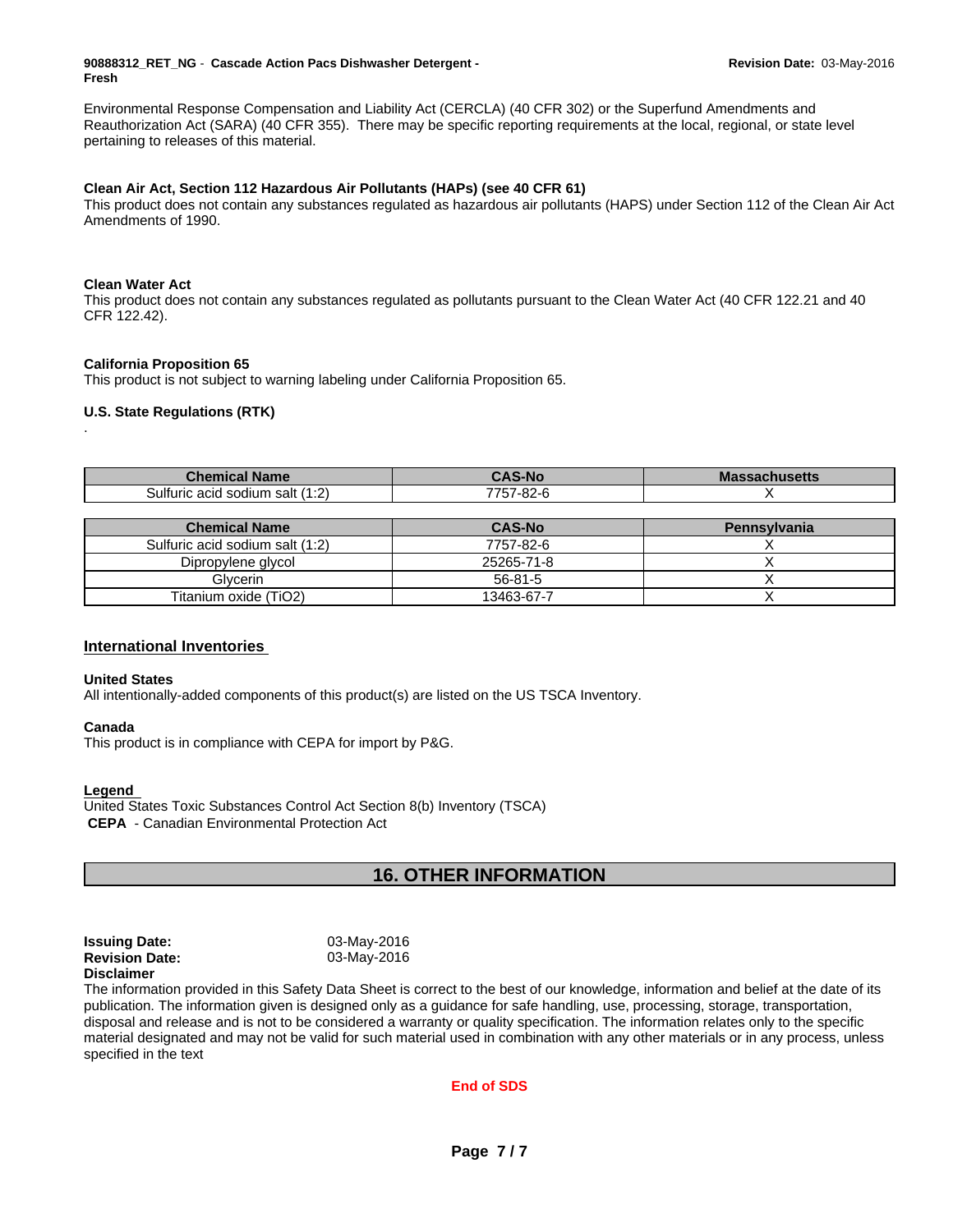Environmental Response Compensation and Liability Act (CERCLA) (40 CFR 302) or the Superfund Amendments and Reauthorization Act (SARA) (40 CFR 355). There may be specific reporting requirements at the local, regional, or state level pertaining to releases of this material.

**Clean Air Act, Section 112 Hazardous Air Pollutants (HAPs) (see 40 CFR 61)**
This product does not contain any substances regulated as hazardous air pollutants (HAPS) under Section 112 of the Clean Air Act Amendments of 1990.

**Clean Water Act**
This product does not contain any substances regulated as pollutants pursuant to the Clean Water Act (40 CFR 122.21 and 40 CFR 122.42).

**California Proposition 65**
This product is not subject to warning labeling under California Proposition 65.

**U.S. State Regulations (RTK)**
.

| Chemical Name | CAS-No | Massachusetts |
|---|---|---|
| Sulfuric acid sodium salt (1:2) | 7757-82-6 | X |

| Chemical Name | CAS-No | Pennsylvania |
|---|---|---|
| Sulfuric acid sodium salt (1:2) | 7757-82-6 | X |
| Dipropylene glycol | 25265-71-8 | X |
| Glycerin | 56-81-5 | X |
| Titanium oxide ($TiO_2$) | 13463-67-7 | X |

## International Inventories

**United States**
All intentionally-added components of this product(s) are listed on the US TSCA Inventory.

**Canada**
This product is in compliance with CEPA for import by P&G.

**Legend**
United States Toxic Substances Control Act Section 8(b) Inventory (TSCA)
**CEPA** - Canadian Environmental Protection Act

## 16. OTHER INFORMATION

**Issuing Date:** 03-May-2016
**Revision Date:** 03-May-2016
**Disclaimer**
The information provided in this Safety Data Sheet is correct to the best of our knowledge, information and belief at the date of its publication. The information given is designed only as a guidance for safe handling, use, processing, storage, transportation, disposal and release and is not to be considered a warranty or quality specification. The information relates only to the specific material designated and may not be valid for such material used in combination with any other materials or in any process, unless specified in the text

**End of SDS**